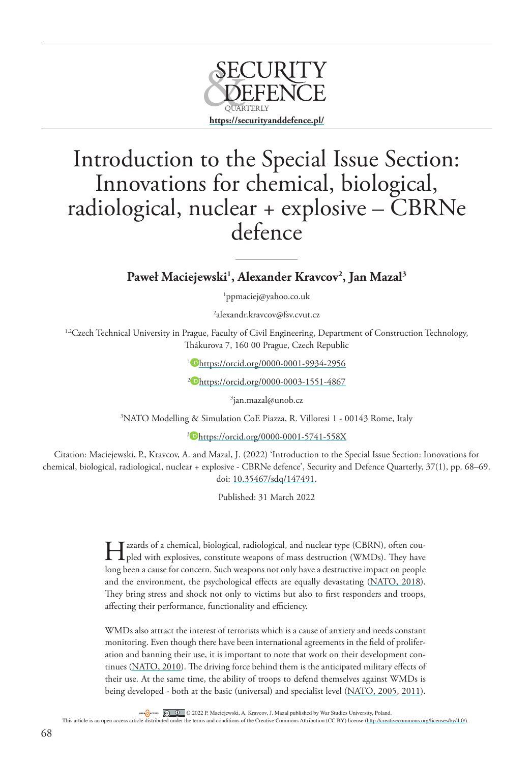# Introduction to the Special Issue Section: Innovations for chemical, biological, radiological, nuclear + explosive – CBRNe defence

**Paweł Maciejewski[1], Alexander Kravcov[2], Jan Mazal[3]**

[1]ppmaciej@yahoo.co.uk

[2]alexandr.kravcov@fsv.cvut.cz

[1,2]Czech Technical University in Prague, Faculty of Civil Engineering, Department of Construction Technology, Thákurova 7, 160 00 Prague, Czech Republic

[1]https://orcid.org/0000-0001-9934-2956

[2]https://orcid.org/0000-0003-1551-4867

[3]jan.mazal@unob.cz

[3]NATO Modelling & Simulation CoE Piazza, R. Villoresi 1 - 00143 Rome, Italy

[3]https://orcid.org/0000-0001-5741-558X

Citation: Maciejewski, P., Kravcov, A. and Mazal, J. (2022) 'Introduction to the Special Issue Section: Innovations for chemical, biological, radiological, nuclear + explosive - CBRNe defence', Security and Defence Quarterly, 37(1), pp. 68–69. doi: 10.35467/sdq/147491.

Published: 31 March 2022

Hazards of a chemical, biological, radiological, and nuclear type (CBRN), often coupled with explosives, constitute weapons of mass destruction (WMDs). They have long been a cause for concern. Such weapons not only have a destructive impact on people and the environment, the psychological effects are equally devastating (NATO, 2018). They bring stress and shock not only to victims but also to first responders and troops, affecting their performance, functionality and efficiency.

WMDs also attract the interest of terrorists which is a cause of anxiety and needs constant monitoring. Even though there have been international agreements in the field of proliferation and banning their use, it is important to note that work on their development continues (NATO, 2010). The driving force behind them is the anticipated military effects of their use. At the same time, the ability of troops to defend themselves against WMDs is being developed - both at the basic (universal) and specialist level (NATO, 2005, 2011).

© 2022 P. Maciejewski, A. Kravcov, J. Mazal published by War Studies University, Poland.
This article is an open access article distributed under the terms and conditions of the Creative Commons Attribution (CC BY) license (http://creativecommons.org/licenses/by/4.0/).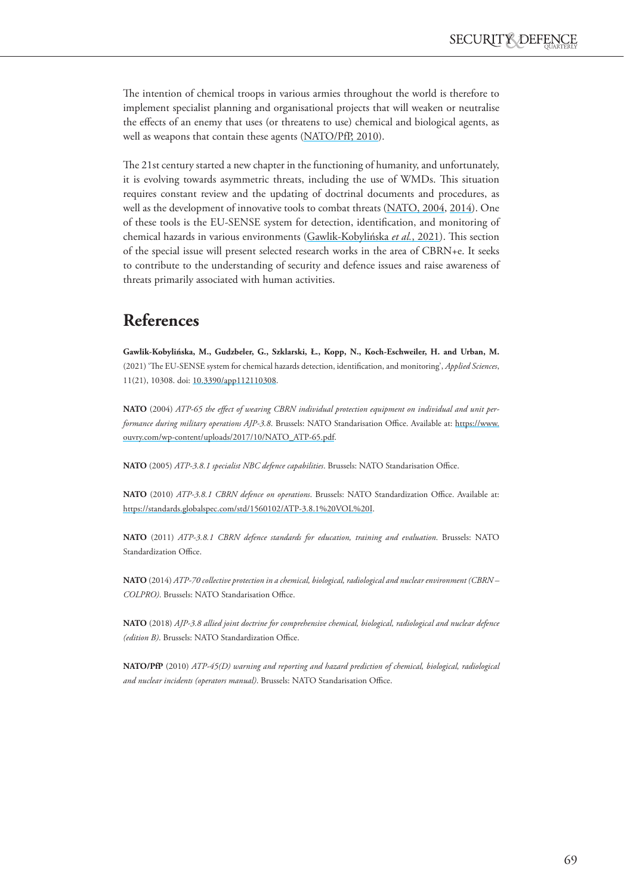The intention of chemical troops in various armies throughout the world is therefore to implement specialist planning and organisational projects that will weaken or neutralise the effects of an enemy that uses (or threatens to use) chemical and biological agents, as well as weapons that contain these agents (NATO/PfP, 2010).

The 21st century started a new chapter in the functioning of humanity, and unfortunately, it is evolving towards asymmetric threats, including the use of WMDs. This situation requires constant review and the updating of doctrinal documents and procedures, as well as the development of innovative tools to combat threats (NATO, 2004, 2014). One of these tools is the EU-SENSE system for detection, identification, and monitoring of chemical hazards in various environments (Gawlik-Kobylińska *et al.*, 2021). This section of the special issue will present selected research works in the area of CBRN+e. It seeks to contribute to the understanding of security and defence issues and raise awareness of threats primarily associated with human activities.

## References

**Gawlik-Kobylińska, M., Gudzbeler, G., Szklarski, Ł., Kopp, N., Koch-Eschweiler, H. and Urban, M.** (2021) 'The EU-SENSE system for chemical hazards detection, identification, and monitoring', *Applied Sciences*, 11(21), 10308. doi: 10.3390/app112110308.

**NATO** (2004) *ATP-65 the effect of wearing CBRN individual protection equipment on individual and unit performance during military operations AJP-3.8*. Brussels: NATO Standarisation Office. Available at: https://www.ouvry.com/wp-content/uploads/2017/10/NATO_ATP-65.pdf.

**NATO** (2005) *ATP-3.8.1 specialist NBC defence capabilities*. Brussels: NATO Standarisation Office.

**NATO** (2010) *ATP-3.8.1 CBRN defence on operations*. Brussels: NATO Standardization Office. Available at: https://standards.globalspec.com/std/1560102/ATP-3.8.1%20VOL%20I.

**NATO** (2011) *ATP-3.8.1 CBRN defence standards for education, training and evaluation*. Brussels: NATO Standardization Office.

**NATO** (2014) *ATP-70 collective protection in a chemical, biological, radiological and nuclear environment (CBRN – COLPRO)*. Brussels: NATO Standarisation Office.

**NATO** (2018) *AJP-3.8 allied joint doctrine for comprehensive chemical, biological, radiological and nuclear defence (edition B)*. Brussels: NATO Standardization Office.

**NATO/PfP** (2010) *ATP-45(D) warning and reporting and hazard prediction of chemical, biological, radiological and nuclear incidents (operators manual)*. Brussels: NATO Standarisation Office.